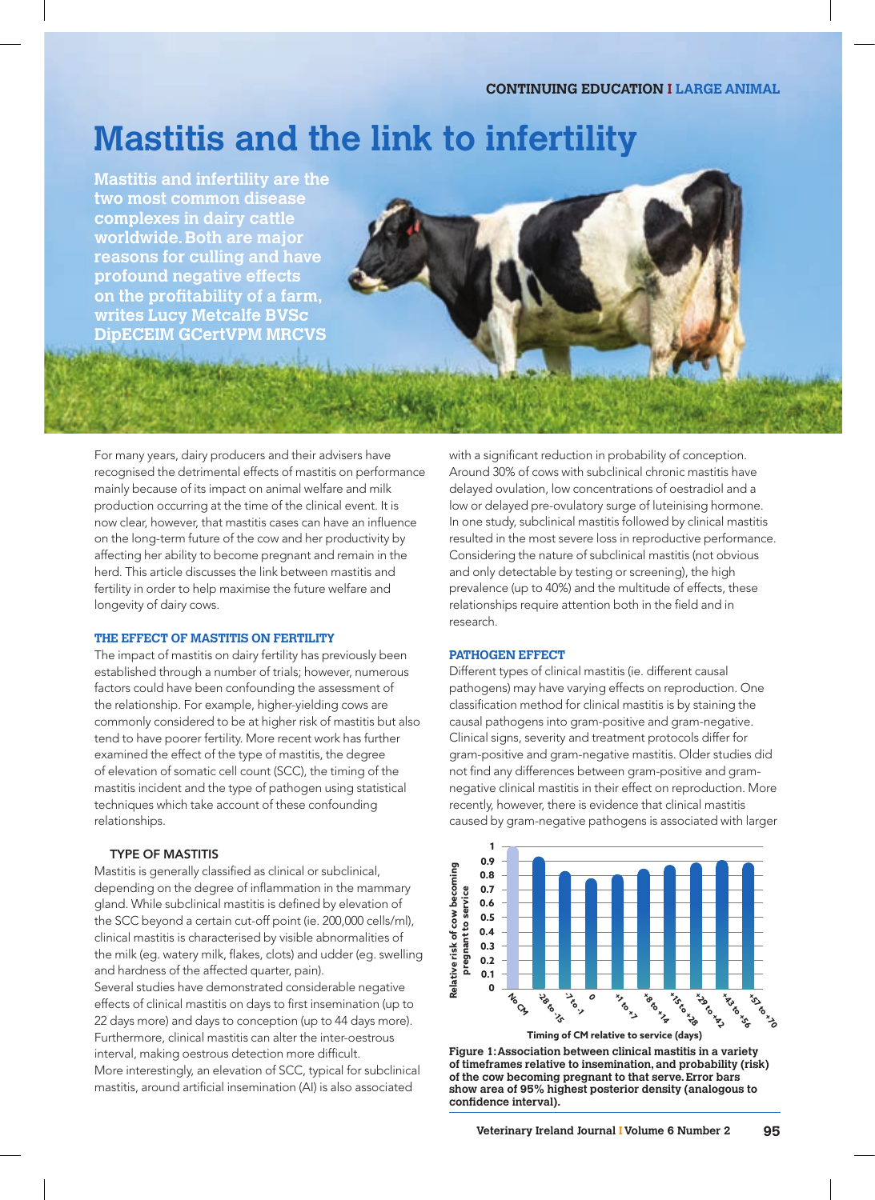# Mastitis and the link to infertility

**Mastitis and infertility are the two most common disease complexes in dairy cattle worldwide. Both are major reasons for culling and have profound negative effects on the profitability of a farm, writes Lucy Metcalfe BVSc DipECEIM GCertVPM MRCVS**

For many years, dairy producers and their advisers have recognised the detrimental effects of mastitis on performance mainly because of its impact on animal welfare and milk production occurring at the time of the clinical event. It is now clear, however, that mastitis cases can have an influence on the long-term future of the cow and her productivity by affecting her ability to become pregnant and remain in the herd. This article discusses the link between mastitis and fertility in order to help maximise the future welfare and longevity of dairy cows.

## THE EFFECT OF MASTITIS ON FERTILITY

The impact of mastitis on dairy fertility has previously been established through a number of trials; however, numerous factors could have been confounding the assessment of the relationship. For example, higher-yielding cows are commonly considered to be at higher risk of mastitis but also tend to have poorer fertility. More recent work has further examined the effect of the type of mastitis, the degree of elevation of somatic cell count (SCC), the timing of the mastitis incident and the type of pathogen using statistical techniques which take account of these confounding relationships.

### TYPE OF MASTITIS

Mastitis is generally classified as clinical or subclinical, depending on the degree of inflammation in the mammary gland. While subclinical mastitis is defined by elevation of the SCC beyond a certain cut-off point (ie. 200,000 cells/ml), clinical mastitis is characterised by visible abnormalities of the milk (eg. watery milk, flakes, clots) and udder (eg. swelling and hardness of the affected quarter, pain).

Several studies have demonstrated considerable negative effects of clinical mastitis on days to first insemination (up to 22 days more) and days to conception (up to 44 days more). Furthermore, clinical mastitis can alter the inter-oestrous interval, making oestrous detection more difficult.

More interestingly, an elevation of SCC, typical for subclinical mastitis, around artificial insemination (AI) is also associated with a significant reduction in probability of conception. Around 30% of cows with subclinical chronic mastitis have delayed ovulation, low concentrations of oestradiol and a low or delayed pre-ovulatory surge of luteinising hormone. In one study, subclinical mastitis followed by clinical mastitis resulted in the most severe loss in reproductive performance. Considering the nature of subclinical mastitis (not obvious and only detectable by testing or screening), the high prevalence (up to 40%) and the multitude of effects, these relationships require attention both in the field and in research.

## PATHOGEN EFFECT

Different types of clinical mastitis (ie. different causal pathogens) may have varying effects on reproduction. One classification method for clinical mastitis is by staining the causal pathogens into gram-positive and gram-negative. Clinical signs, severity and treatment protocols differ for gram-positive and gram-negative mastitis. Older studies did not find any differences between gram-positive and gram-negative clinical mastitis in their effect on reproduction. More recently, however, there is evidence that clinical mastitis caused by gram-negative pathogens is associated with larger

| Timing of CM relative to service (days) | Relative risk of cow becoming pregnant to service |
|---|---|
| No CM | 1 |
| -28 to -15 | ~0.92 |
| -7 to -1 | ~0.82 |
| 0 | ~0.77 |
| +1 to +7 | ~0.80 |
| +8 to +14 | ~0.84 |
| +15 to +28 | ~0.87 |
| +29 to +42 | ~0.88 |
| +43 to +56 | ~0.90 |
| +57 to +70 | ~0.88 |

**Figure 1: Association between clinical mastitis in a variety of timeframes relative to insemination, and probability (risk) of the cow becoming pregnant to that serve. Error bars show area of 95% highest posterior density (analogous to confidence interval).**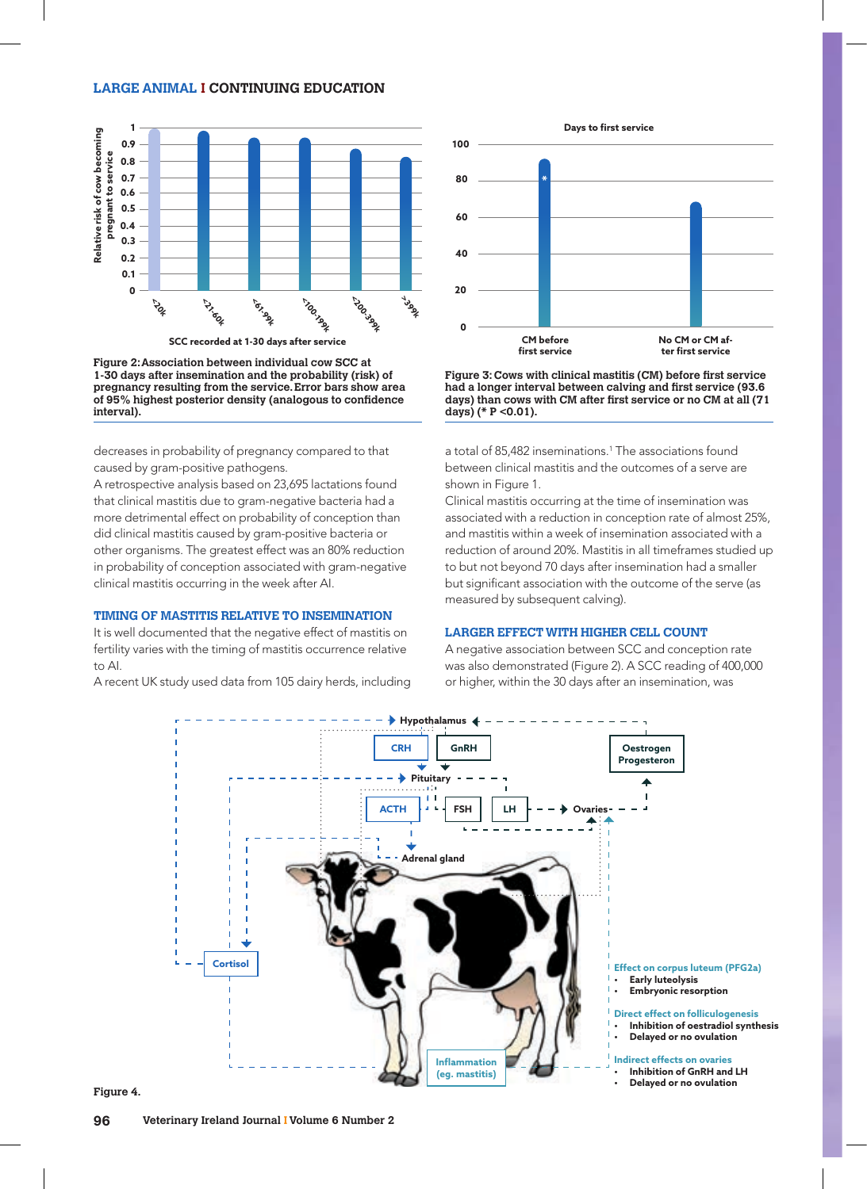Figure 2: Association between individual cow SCC at 1-30 days after insemination and the probability (risk) of pregnancy resulting from the service. Error bars show area of 95% highest posterior density (analogous to confidence interval).

Figure 3: Cows with clinical mastitis (CM) before first service had a longer interval between calving and first service (93.6 days) than cows with CM after first service or no CM at all (71 days) (* P <0.01).

decreases in probability of pregnancy compared to that caused by gram-positive pathogens.

A retrospective analysis based on 23,695 lactations found that clinical mastitis due to gram-negative bacteria had a more detrimental effect on probability of conception than did clinical mastitis caused by gram-positive bacteria or other organisms. The greatest effect was an 80% reduction in probability of conception associated with gram-negative clinical mastitis occurring in the week after AI.

### TIMING OF MASTITIS RELATIVE TO INSEMINATION

It is well documented that the negative effect of mastitis on fertility varies with the timing of mastitis occurrence relative to AI.

A recent UK study used data from 105 dairy herds, including a total of 85,482 inseminations.[1] The associations found between clinical mastitis and the outcomes of a serve are shown in Figure 1.

Clinical mastitis occurring at the time of insemination was associated with a reduction in conception rate of almost 25%, and mastitis within a week of insemination associated with a reduction of around 20%. Mastitis in all timeframes studied up to but not beyond 70 days after insemination had a smaller but significant association with the outcome of the serve (as measured by subsequent calving).

### LARGER EFFECT WITH HIGHER CELL COUNT

A negative association between SCC and conception rate was also demonstrated (Figure 2). A SCC reading of 400,000 or higher, within the 30 days after an insemination, was

Figure 4.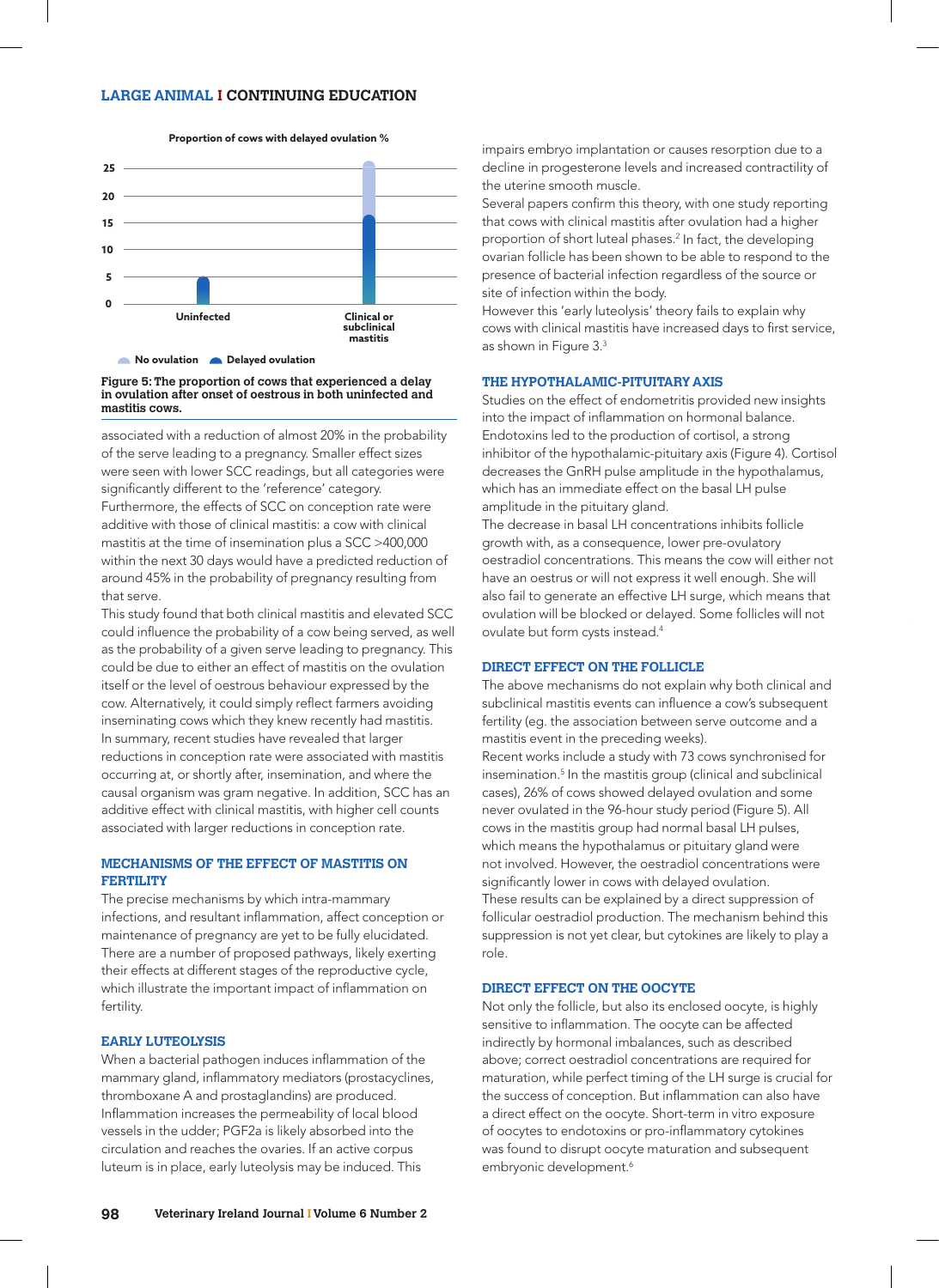**Proportion of cows with delayed ovulation %**

Legend: No ovulation, Delayed ovulation

Categories: Uninfected; Clinical or subclinical mastitis

Figure 5: The proportion of cows that experienced a delay in ovulation after onset of oestrous in both uninfected and mastitis cows.

associated with a reduction of almost 20% in the probability of the serve leading to a pregnancy. Smaller effect sizes were seen with lower SCC readings, but all categories were significantly different to the 'reference' category.

Furthermore, the effects of SCC on conception rate were additive with those of clinical mastitis: a cow with clinical mastitis at the time of insemination plus a SCC >400,000 within the next 30 days would have a predicted reduction of around 45% in the probability of pregnancy resulting from that serve.

This study found that both clinical mastitis and elevated SCC could influence the probability of a cow being served, as well as the probability of a given serve leading to pregnancy. This could be due to either an effect of mastitis on the ovulation itself or the level of oestrous behaviour expressed by the cow. Alternatively, it could simply reflect farmers avoiding inseminating cows which they knew recently had mastitis.

In summary, recent studies have revealed that larger reductions in conception rate were associated with mastitis occurring at, or shortly after, insemination, and where the causal organism was gram negative. In addition, SCC has an additive effect with clinical mastitis, with higher cell counts associated with larger reductions in conception rate.

## MECHANISMS OF THE EFFECT OF MASTITIS ON FERTILITY

The precise mechanisms by which intra-mammary infections, and resultant inflammation, affect conception or maintenance of pregnancy are yet to be fully elucidated. There are a number of proposed pathways, likely exerting their effects at different stages of the reproductive cycle, which illustrate the important impact of inflammation on fertility.

### EARLY LUTEOLYSIS

When a bacterial pathogen induces inflammation of the mammary gland, inflammatory mediators (prostacyclines, thromboxane A and prostaglandins) are produced. Inflammation increases the permeability of local blood vessels in the udder; PGF2a is likely absorbed into the circulation and reaches the ovaries. If an active corpus luteum is in place, early luteolysis may be induced. This impairs embryo implantation or causes resorption due to a decline in progesterone levels and increased contractility of the uterine smooth muscle.

Several papers confirm this theory, with one study reporting that cows with clinical mastitis after ovulation had a higher proportion of short luteal phases.[2] In fact, the developing ovarian follicle has been shown to be able to respond to the presence of bacterial infection regardless of the source or site of infection within the body.

However this 'early luteolysis' theory fails to explain why cows with clinical mastitis have increased days to first service, as shown in Figure 3.[3]

### THE HYPOTHALAMIC-PITUITARY AXIS

Studies on the effect of endometritis provided new insights into the impact of inflammation on hormonal balance. Endotoxins led to the production of cortisol, a strong inhibitor of the hypothalamic-pituitary axis (Figure 4). Cortisol decreases the GnRH pulse amplitude in the hypothalamus, which has an immediate effect on the basal LH pulse amplitude in the pituitary gland.

The decrease in basal LH concentrations inhibits follicle growth with, as a consequence, lower pre-ovulatory oestradiol concentrations. This means the cow will either not have an oestrus or will not express it well enough. She will also fail to generate an effective LH surge, which means that ovulation will be blocked or delayed. Some follicles will not ovulate but form cysts instead.[4]

### DIRECT EFFECT ON THE FOLLICLE

The above mechanisms do not explain why both clinical and subclinical mastitis events can influence a cow's subsequent fertility (eg. the association between serve outcome and a mastitis event in the preceding weeks).

Recent works include a study with 73 cows synchronised for insemination.[5] In the mastitis group (clinical and subclinical cases), 26% of cows showed delayed ovulation and some never ovulated in the 96-hour study period (Figure 5). All cows in the mastitis group had normal basal LH pulses, which means the hypothalamus or pituitary gland were not involved. However, the oestradiol concentrations were significantly lower in cows with delayed ovulation.

These results can be explained by a direct suppression of follicular oestradiol production. The mechanism behind this suppression is not yet clear, but cytokines are likely to play a role.

### DIRECT EFFECT ON THE OOCYTE

Not only the follicle, but also its enclosed oocyte, is highly sensitive to inflammation. The oocyte can be affected indirectly by hormonal imbalances, such as described above; correct oestradiol concentrations are required for maturation, while perfect timing of the LH surge is crucial for the success of conception. But inflammation can also have a direct effect on the oocyte. Short-term in vitro exposure of oocytes to endotoxins or pro-inflammatory cytokines was found to disrupt oocyte maturation and subsequent embryonic development.[6]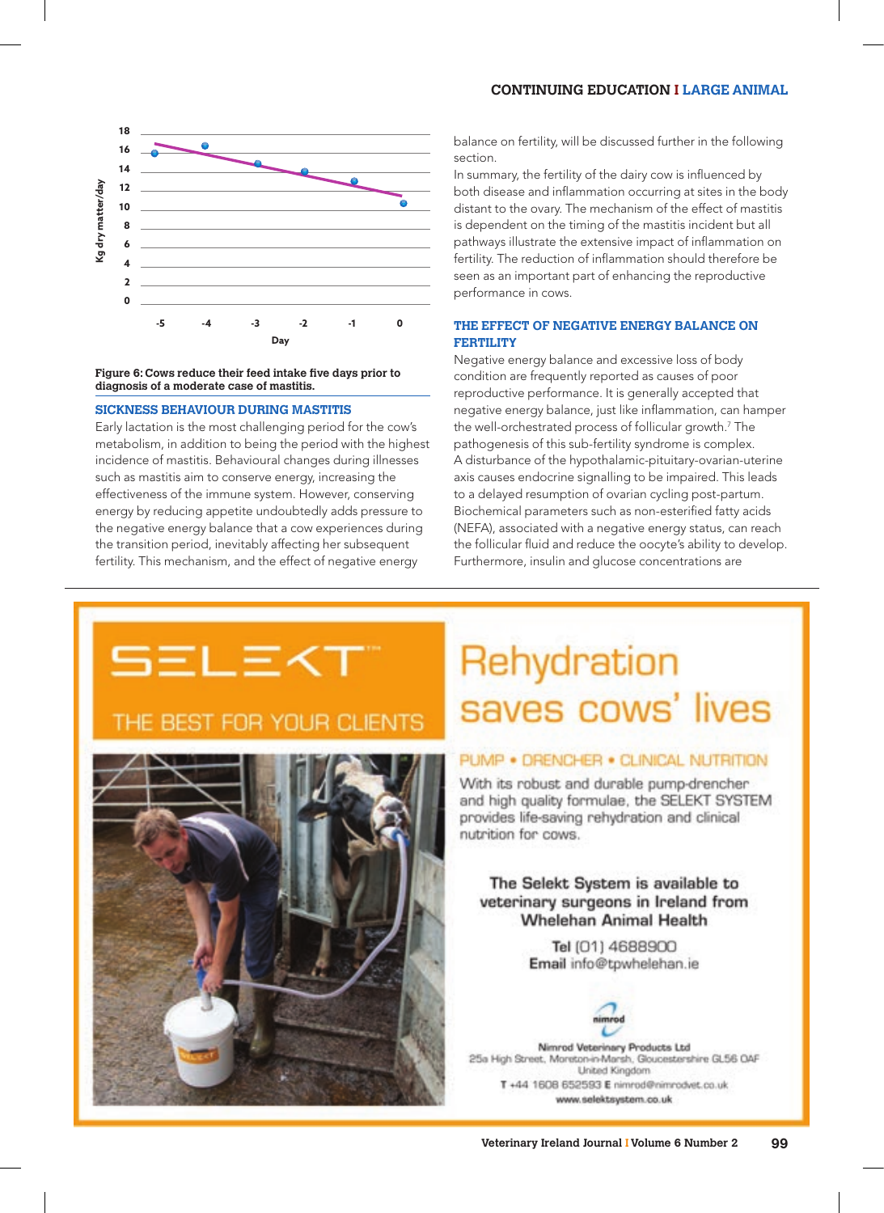Figure 6: Cows reduce their feed intake five days prior to diagnosis of a moderate case of mastitis.

## SICKNESS BEHAVIOUR DURING MASTITIS

Early lactation is the most challenging period for the cow's metabolism, in addition to being the period with the highest incidence of mastitis. Behavioural changes during illnesses such as mastitis aim to conserve energy, increasing the effectiveness of the immune system. However, conserving energy by reducing appetite undoubtedly adds pressure to the negative energy balance that a cow experiences during the transition period, inevitably affecting her subsequent fertility. This mechanism, and the effect of negative energy balance on fertility, will be discussed further in the following section.

In summary, the fertility of the dairy cow is influenced by both disease and inflammation occurring at sites in the body distant to the ovary. The mechanism of the effect of mastitis is dependent on the timing of the mastitis incident but all pathways illustrate the extensive impact of inflammation on fertility. The reduction of inflammation should therefore be seen as an important part of enhancing the reproductive performance in cows.

## THE EFFECT OF NEGATIVE ENERGY BALANCE ON FERTILITY

Negative energy balance and excessive loss of body condition are frequently reported as causes of poor reproductive performance. It is generally accepted that negative energy balance, just like inflammation, can hamper the well-orchestrated process of follicular growth.[7] The pathogenesis of this sub-fertility syndrome is complex.

A disturbance of the hypothalamic-pituitary-ovarian-uterine axis causes endocrine signalling to be impaired. This leads to a delayed resumption of ovarian cycling post-partum. Biochemical parameters such as non-esterified fatty acids (NEFA), associated with a negative energy status, can reach the follicular fluid and reduce the oocyte's ability to develop. Furthermore, insulin and glucose concentrations are

SELEKT™ THE BEST FOR YOUR CLIENTS

# Rehydration saves cows' lives

PUMP • DRENCHER • CLINICAL NUTRITION

With its robust and durable pump-drencher and high quality formulae, the SELEKT SYSTEM provides life-saving rehydration and clinical nutrition for cows.

**The Selekt System is available to veterinary surgeons in Ireland from Whelehan Animal Health**

**Tel** (01) 4688900
**Email** info@tpwhelehan.ie

nimrod

**Nimrod Veterinary Products Ltd**
25a High Street, Moreton-in-Marsh, Gloucestershire GL56 0AF
United Kingdom
**T** +44 1608 652593 **E** nimrod@nimrodvet.co.uk
www.selektsystem.co.uk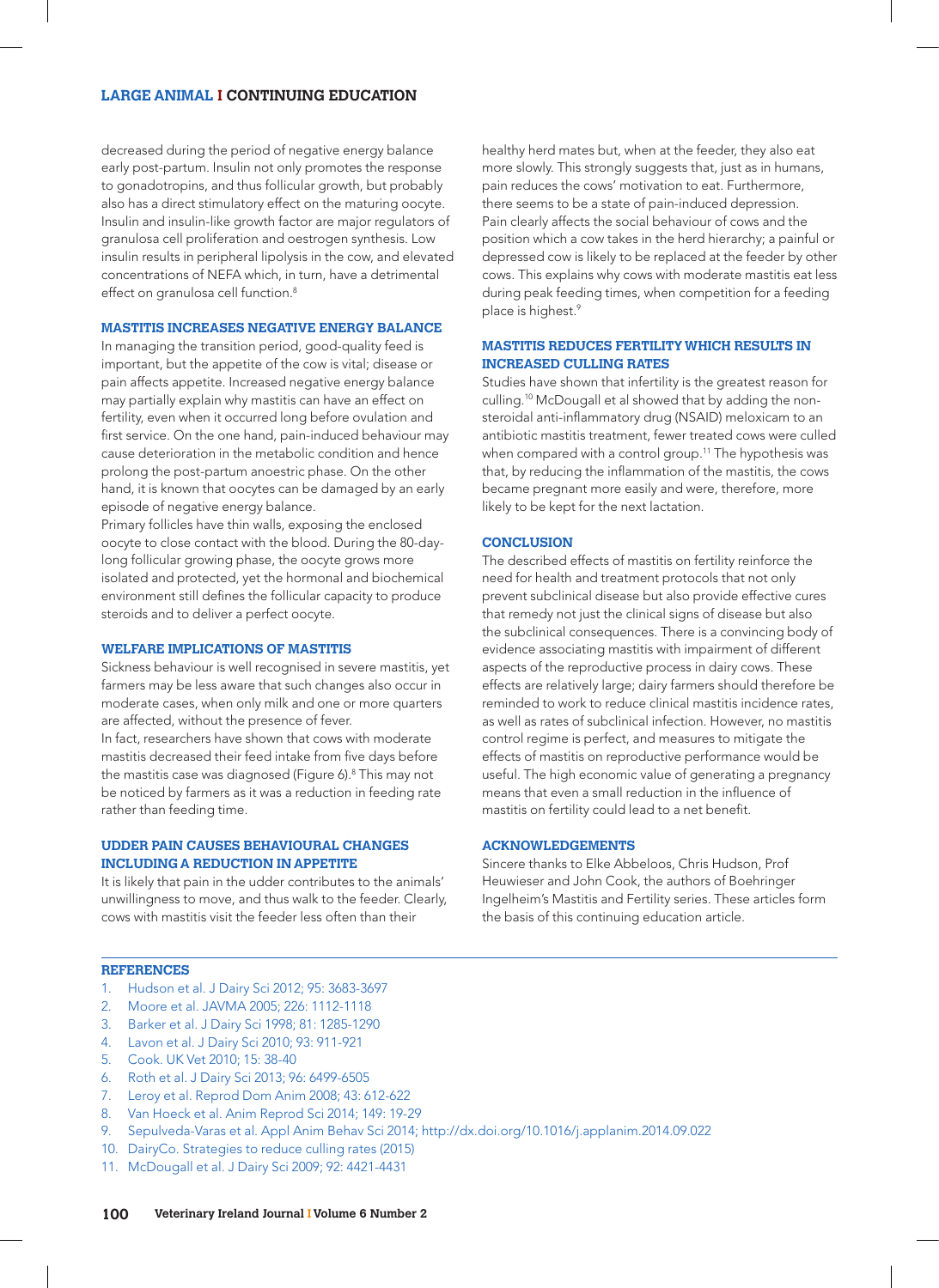decreased during the period of negative energy balance early post-partum. Insulin not only promotes the response to gonadotropins, and thus follicular growth, but probably also has a direct stimulatory effect on the maturing oocyte. Insulin and insulin-like growth factor are major regulators of granulosa cell proliferation and oestrogen synthesis. Low insulin results in peripheral lipolysis in the cow, and elevated concentrations of NEFA which, in turn, have a detrimental effect on granulosa cell function.[8]

## MASTITIS INCREASES NEGATIVE ENERGY BALANCE

In managing the transition period, good-quality feed is important, but the appetite of the cow is vital; disease or pain affects appetite. Increased negative energy balance may partially explain why mastitis can have an effect on fertility, even when it occurred long before ovulation and first service. On the one hand, pain-induced behaviour may cause deterioration in the metabolic condition and hence prolong the post-partum anoestric phase. On the other hand, it is known that oocytes can be damaged by an early episode of negative energy balance.

Primary follicles have thin walls, exposing the enclosed oocyte to close contact with the blood. During the 80-day-long follicular growing phase, the oocyte grows more isolated and protected, yet the hormonal and biochemical environment still defines the follicular capacity to produce steroids and to deliver a perfect oocyte.

## WELFARE IMPLICATIONS OF MASTITIS

Sickness behaviour is well recognised in severe mastitis, yet farmers may be less aware that such changes also occur in moderate cases, when only milk and one or more quarters are affected, without the presence of fever.

In fact, researchers have shown that cows with moderate mastitis decreased their feed intake from five days before the mastitis case was diagnosed (Figure 6).[8] This may not be noticed by farmers as it was a reduction in feeding rate rather than feeding time.

## UDDER PAIN CAUSES BEHAVIOURAL CHANGES INCLUDING A REDUCTION IN APPETITE

It is likely that pain in the udder contributes to the animals' unwillingness to move, and thus walk to the feeder. Clearly, cows with mastitis visit the feeder less often than their healthy herd mates but, when at the feeder, they also eat more slowly. This strongly suggests that, just as in humans, pain reduces the cows' motivation to eat. Furthermore, there seems to be a state of pain-induced depression.

Pain clearly affects the social behaviour of cows and the position which a cow takes in the herd hierarchy; a painful or depressed cow is likely to be replaced at the feeder by other cows. This explains why cows with moderate mastitis eat less during peak feeding times, when competition for a feeding place is highest.[9]

## MASTITIS REDUCES FERTILITY WHICH RESULTS IN INCREASED CULLING RATES

Studies have shown that infertility is the greatest reason for culling.[10] McDougall et al showed that by adding the non-steroidal anti-inflammatory drug (NSAID) meloxicam to an antibiotic mastitis treatment, fewer treated cows were culled when compared with a control group.[11] The hypothesis was that, by reducing the inflammation of the mastitis, the cows became pregnant more easily and were, therefore, more likely to be kept for the next lactation.

## CONCLUSION

The described effects of mastitis on fertility reinforce the need for health and treatment protocols that not only prevent subclinical disease but also provide effective cures that remedy not just the clinical signs of disease but also the subclinical consequences. There is a convincing body of evidence associating mastitis with impairment of different aspects of the reproductive process in dairy cows. These effects are relatively large; dairy farmers should therefore be reminded to work to reduce clinical mastitis incidence rates, as well as rates of subclinical infection. However, no mastitis control regime is perfect, and measures to mitigate the effects of mastitis on reproductive performance would be useful. The high economic value of generating a pregnancy means that even a small reduction in the influence of mastitis on fertility could lead to a net benefit.

## ACKNOWLEDGEMENTS

Sincere thanks to Elke Abbeloos, Chris Hudson, Prof Heuwieser and John Cook, the authors of Boehringer Ingelheim's Mastitis and Fertility series. These articles form the basis of this continuing education article.

## REFERENCES

1. Hudson et al. J Dairy Sci 2012; 95: 3683-3697
2. Moore et al. JAVMA 2005; 226: 1112-1118
3. Barker et al. J Dairy Sci 1998; 81: 1285-1290
4. Lavon et al. J Dairy Sci 2010; 93: 911-921
5. Cook. UK Vet 2010; 15: 38-40
6. Roth et al. J Dairy Sci 2013; 96: 6499-6505
7. Leroy et al. Reprod Dom Anim 2008; 43: 612-622
8. Van Hoeck et al. Anim Reprod Sci 2014; 149: 19-29
9. Sepulveda-Varas et al. Appl Anim Behav Sci 2014; http://dx.doi.org/10.1016/j.applanim.2014.09.022
10. DairyCo. Strategies to reduce culling rates (2015)
11. McDougall et al. J Dairy Sci 2009; 92: 4421-4431